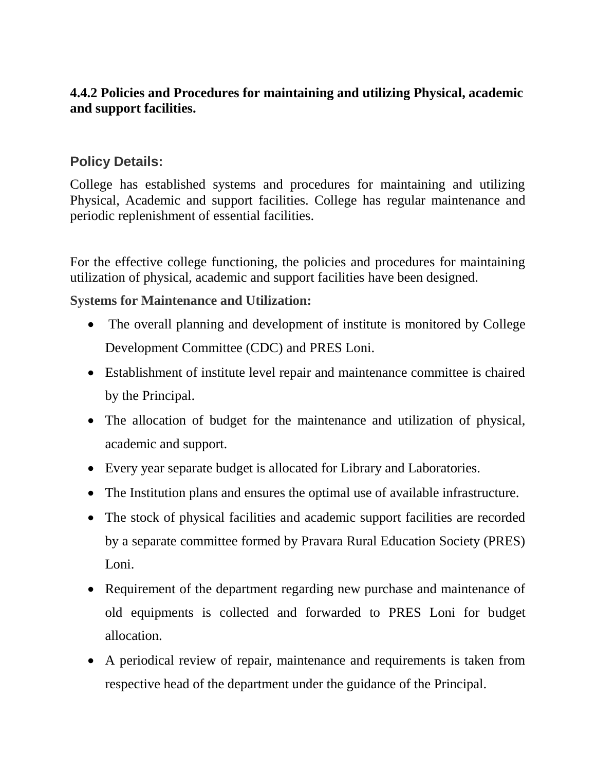**4.4.2 Policies and Procedures for maintaining and utilizing Physical, academic and support facilities.**

## Policy Details:

College has established systems and procedures for maintaining and utilizing Physical, Academic and support facilities. College has regular maintenance and periodic replenishment of essential facilities.

For the effective college functioning, the policies and procedures for maintaining utilization of physical, academic and support facilities have been designed.

**Systems for Maintenance and Utilization:**

- The overall planning and development of institute is monitored by College Development Committee (CDC) and PRES Loni.
- Establishment of institute level repair and maintenance committee is chaired by the Principal.
- The allocation of budget for the maintenance and utilization of physical, academic and support.
- Every year separate budget is allocated for Library and Laboratories.
- The Institution plans and ensures the optimal use of available infrastructure.
- The stock of physical facilities and academic support facilities are recorded by a separate committee formed by Pravara Rural Education Society (PRES) Loni.
- Requirement of the department regarding new purchase and maintenance of old equipments is collected and forwarded to PRES Loni for budget allocation.
- A periodical review of repair, maintenance and requirements is taken from respective head of the department under the guidance of the Principal.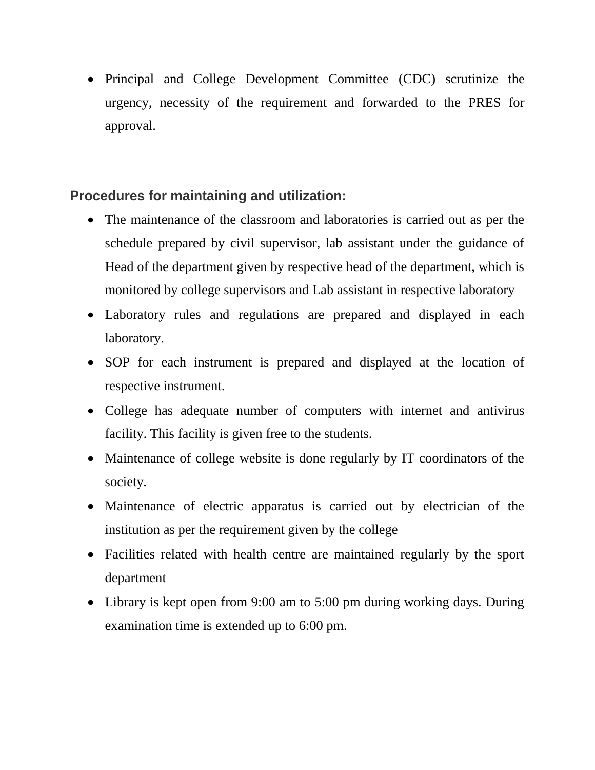- Principal and College Development Committee (CDC) scrutinize the urgency, necessity of the requirement and forwarded to the PRES for approval.

## Procedures for maintaining and utilization:

- The maintenance of the classroom and laboratories is carried out as per the schedule prepared by civil supervisor, lab assistant under the guidance of Head of the department given by respective head of the department, which is monitored by college supervisors and Lab assistant in respective laboratory
- Laboratory rules and regulations are prepared and displayed in each laboratory.
- SOP for each instrument is prepared and displayed at the location of respective instrument.
- College has adequate number of computers with internet and antivirus facility. This facility is given free to the students.
- Maintenance of college website is done regularly by IT coordinators of the society.
- Maintenance of electric apparatus is carried out by electrician of the institution as per the requirement given by the college
- Facilities related with health centre are maintained regularly by the sport department
- Library is kept open from 9:00 am to 5:00 pm during working days. During examination time is extended up to 6:00 pm.